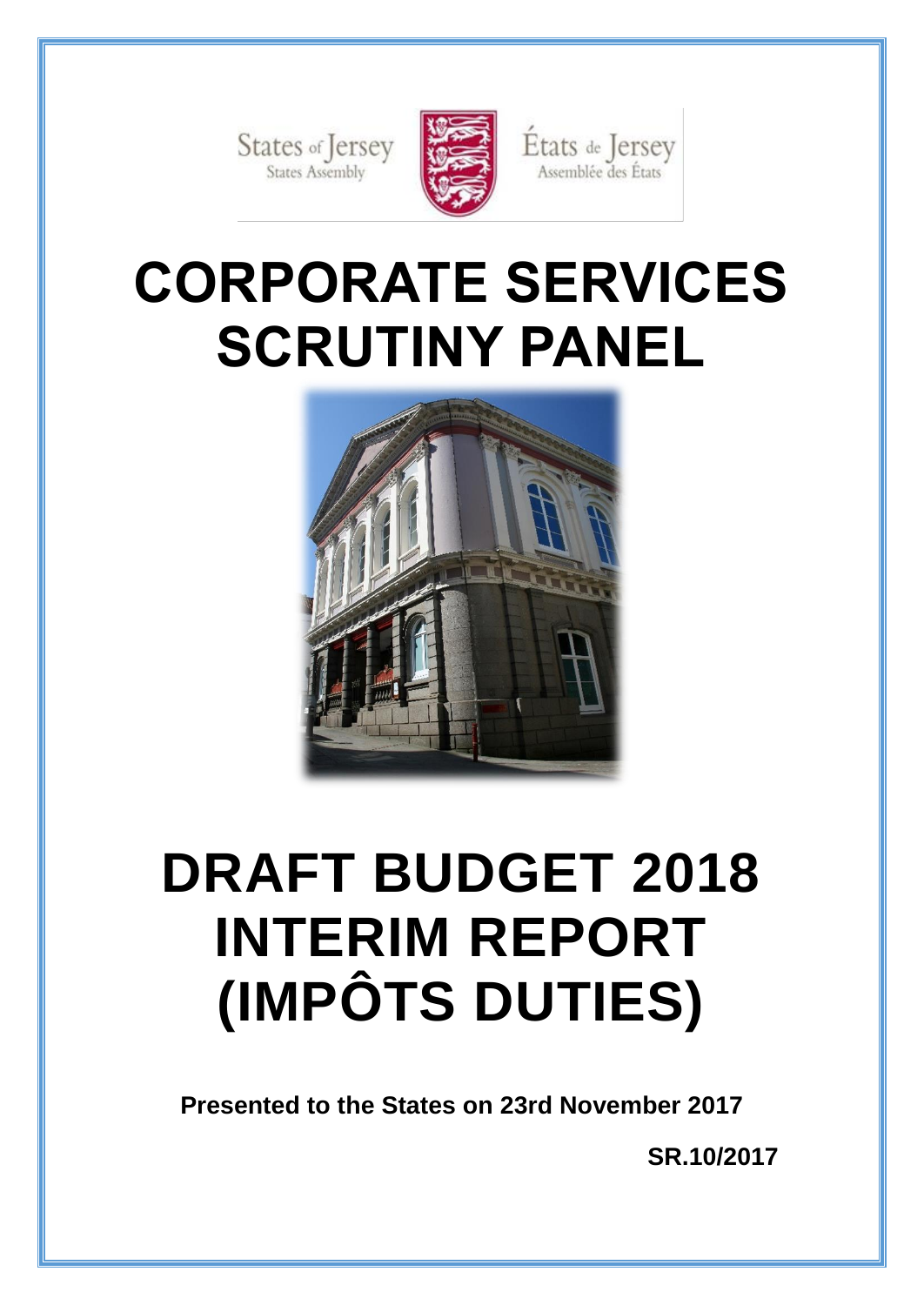States of Jersey
States Assembly

États de Jersey
Assemblée des États

# CORPORATE SERVICES SCRUTINY PANEL

# DRAFT BUDGET 2018 INTERIM REPORT (IMPÔTS DUTIES)

**Presented to the States on 23rd November 2017**

**SR.10/2017**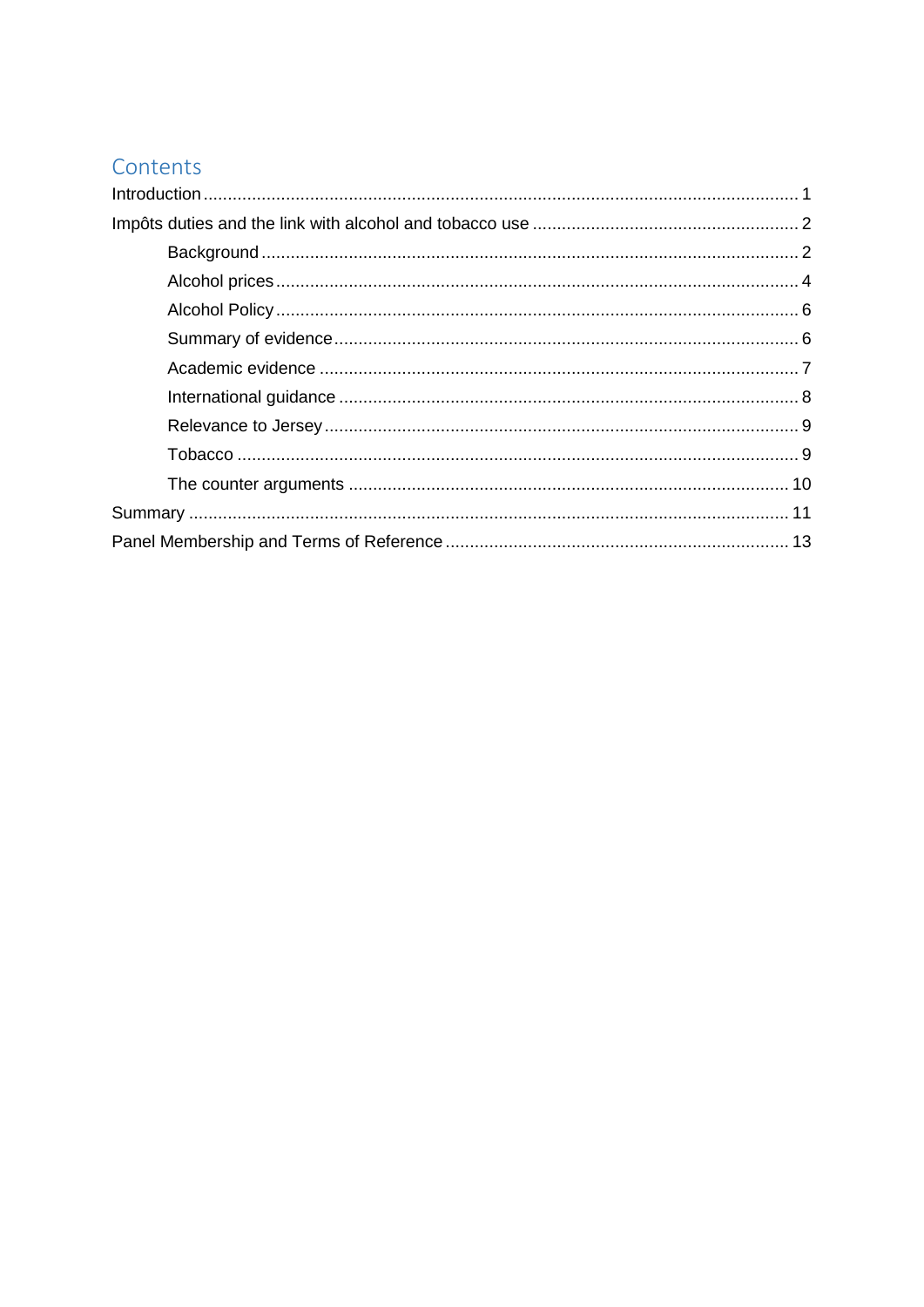# Contents

- Introduction ........ 1
- Impôts duties and the link with alcohol and tobacco use ........ 2
  - Background ........ 2
  - Alcohol prices ........ 4
  - Alcohol Policy ........ 6
  - Summary of evidence ........ 6
  - Academic evidence ........ 7
  - International guidance ........ 8
  - Relevance to Jersey ........ 9
  - Tobacco ........ 9
  - The counter arguments ........ 10
- Summary ........ 11
- Panel Membership and Terms of Reference ........ 13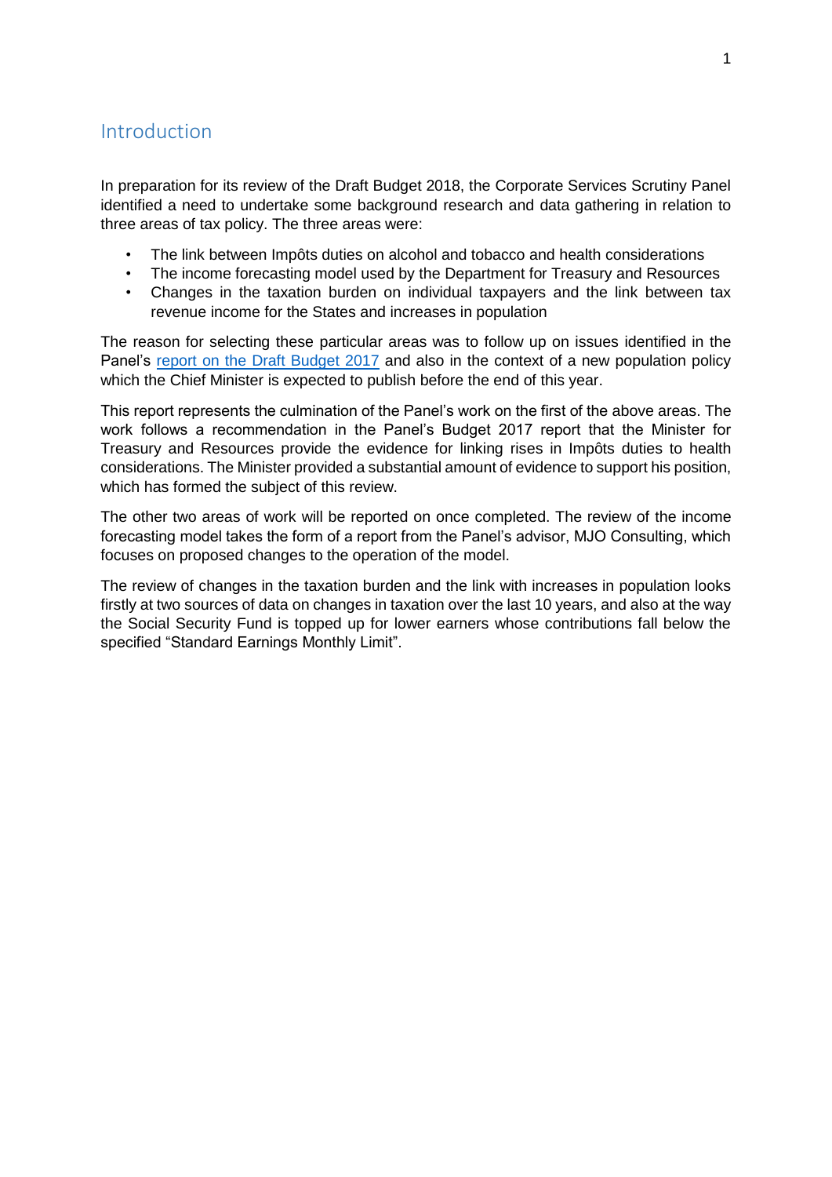## Introduction

In preparation for its review of the Draft Budget 2018, the Corporate Services Scrutiny Panel identified a need to undertake some background research and data gathering in relation to three areas of tax policy. The three areas were:

- The link between Impôts duties on alcohol and tobacco and health considerations
- The income forecasting model used by the Department for Treasury and Resources
- Changes in the taxation burden on individual taxpayers and the link between tax revenue income for the States and increases in population

The reason for selecting these particular areas was to follow up on issues identified in the Panel's report on the Draft Budget 2017 and also in the context of a new population policy which the Chief Minister is expected to publish before the end of this year.

This report represents the culmination of the Panel's work on the first of the above areas. The work follows a recommendation in the Panel's Budget 2017 report that the Minister for Treasury and Resources provide the evidence for linking rises in Impôts duties to health considerations. The Minister provided a substantial amount of evidence to support his position, which has formed the subject of this review.

The other two areas of work will be reported on once completed. The review of the income forecasting model takes the form of a report from the Panel's advisor, MJO Consulting, which focuses on proposed changes to the operation of the model.

The review of changes in the taxation burden and the link with increases in population looks firstly at two sources of data on changes in taxation over the last 10 years, and also at the way the Social Security Fund is topped up for lower earners whose contributions fall below the specified "Standard Earnings Monthly Limit".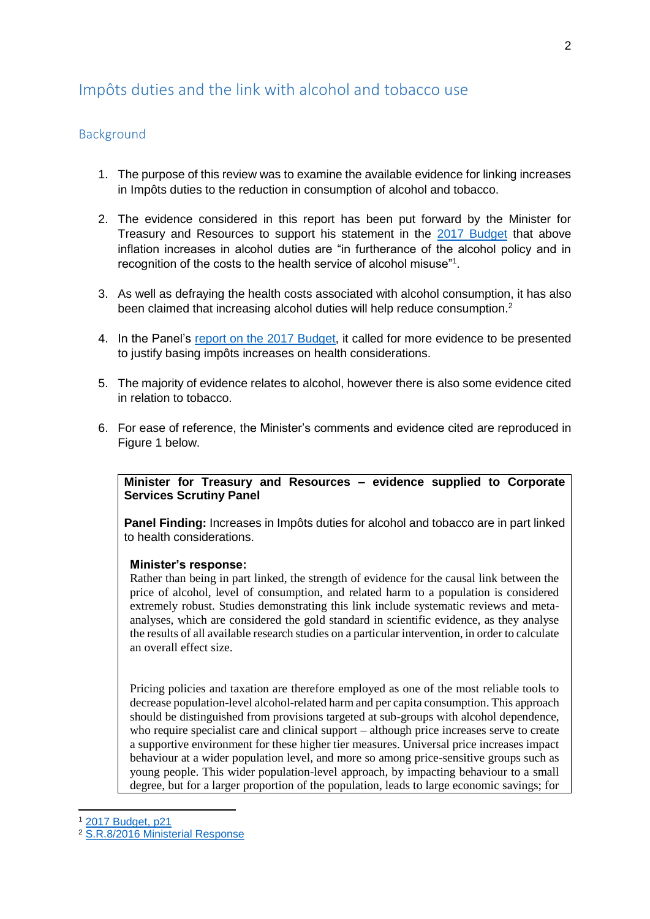## Impôts duties and the link with alcohol and tobacco use

### Background

1. The purpose of this review was to examine the available evidence for linking increases in Impôts duties to the reduction in consumption of alcohol and tobacco.

2. The evidence considered in this report has been put forward by the Minister for Treasury and Resources to support his statement in the 2017 Budget that above inflation increases in alcohol duties are "in furtherance of the alcohol policy and in recognition of the costs to the health service of alcohol misuse"[1].

3. As well as defraying the health costs associated with alcohol consumption, it has also been claimed that increasing alcohol duties will help reduce consumption.[2]

4. In the Panel's report on the 2017 Budget, it called for more evidence to be presented to justify basing impôts increases on health considerations.

5. The majority of evidence relates to alcohol, however there is also some evidence cited in relation to tobacco.

6. For ease of reference, the Minister's comments and evidence cited are reproduced in Figure 1 below.

> **Minister for Treasury and Resources – evidence supplied to Corporate Services Scrutiny Panel**
>
> **Panel Finding:** Increases in Impôts duties for alcohol and tobacco are in part linked to health considerations.
>
> **Minister's response:**
> Rather than being in part linked, the strength of evidence for the causal link between the price of alcohol, level of consumption, and related harm to a population is considered extremely robust. Studies demonstrating this link include systematic reviews and meta-analyses, which are considered the gold standard in scientific evidence, as they analyse the results of all available research studies on a particular intervention, in order to calculate an overall effect size.
>
> Pricing policies and taxation are therefore employed as one of the most reliable tools to decrease population-level alcohol-related harm and per capita consumption. This approach should be distinguished from provisions targeted at sub-groups with alcohol dependence, who require specialist care and clinical support – although price increases serve to create a supportive environment for these higher tier measures. Universal price increases impact behaviour at a wider population level, and more so among price-sensitive groups such as young people. This wider population-level approach, by impacting behaviour to a small degree, but for a larger proportion of the population, leads to large economic savings; for

[1] 2017 Budget, p21

[2] S.R.8/2016 Ministerial Response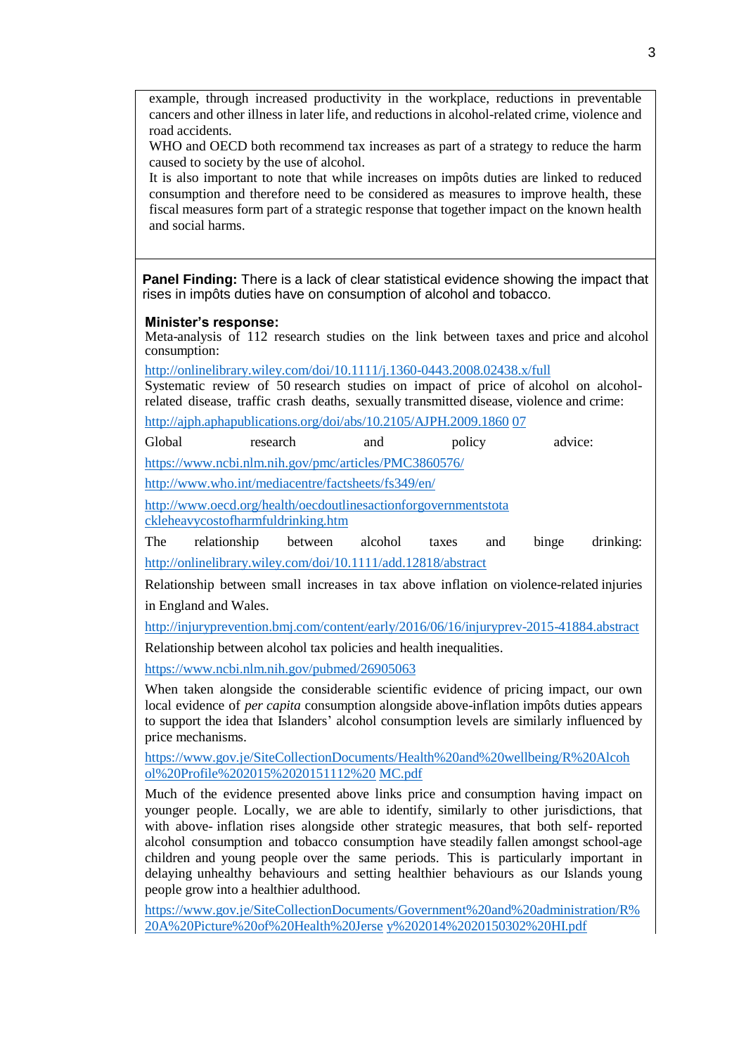example, through increased productivity in the workplace, reductions in preventable cancers and other illness in later life, and reductions in alcohol-related crime, violence and road accidents.

WHO and OECD both recommend tax increases as part of a strategy to reduce the harm caused to society by the use of alcohol.

It is also important to note that while increases on impôts duties are linked to reduced consumption and therefore need to be considered as measures to improve health, these fiscal measures form part of a strategic response that together impact on the known health and social harms.

**Panel Finding:** There is a lack of clear statistical evidence showing the impact that rises in impôts duties have on consumption of alcohol and tobacco.

**Minister's response:**

Meta-analysis of 112 research studies on the link between taxes and price and alcohol consumption:

http://onlinelibrary.wiley.com/doi/10.1111/j.1360-0443.2008.02438.x/full

Systematic review of 50 research studies on impact of price of alcohol on alcohol-related disease, traffic crash deaths, sexually transmitted disease, violence and crime:

http://ajph.aphapublications.org/doi/abs/10.2105/AJPH.2009.1860 07

Global research and policy advice:

https://www.ncbi.nlm.nih.gov/pmc/articles/PMC3860576/

http://www.who.int/mediacentre/factsheets/fs349/en/

http://www.oecd.org/health/oecdoutlinesactionforgovernmentstota ckleheavycostofharmfuldrinking.htm

The relationship between alcohol taxes and binge drinking:

http://onlinelibrary.wiley.com/doi/10.1111/add.12818/abstract

Relationship between small increases in tax above inflation on violence-related injuries in England and Wales.

http://injuryprevention.bmj.com/content/early/2016/06/16/injuryprev-2015-41884.abstract

Relationship between alcohol tax policies and health inequalities.

https://www.ncbi.nlm.nih.gov/pubmed/26905063

When taken alongside the considerable scientific evidence of pricing impact, our own local evidence of *per capita* consumption alongside above-inflation impôts duties appears to support the idea that Islanders' alcohol consumption levels are similarly influenced by price mechanisms.

https://www.gov.je/SiteCollectionDocuments/Health%20and%20wellbeing/R%20Alcoh ol%20Profile%202015%2020151112%20 MC.pdf

Much of the evidence presented above links price and consumption having impact on younger people. Locally, we are able to identify, similarly to other jurisdictions, that with above- inflation rises alongside other strategic measures, that both self- reported alcohol consumption and tobacco consumption have steadily fallen amongst school-age children and young people over the same periods. This is particularly important in delaying unhealthy behaviours and setting healthier behaviours as our Islands young people grow into a healthier adulthood.

https://www.gov.je/SiteCollectionDocuments/Government%20and%20administration/R%20A%20Picture%20of%20Health%20Jerse y%202014%2020150302%20HI.pdf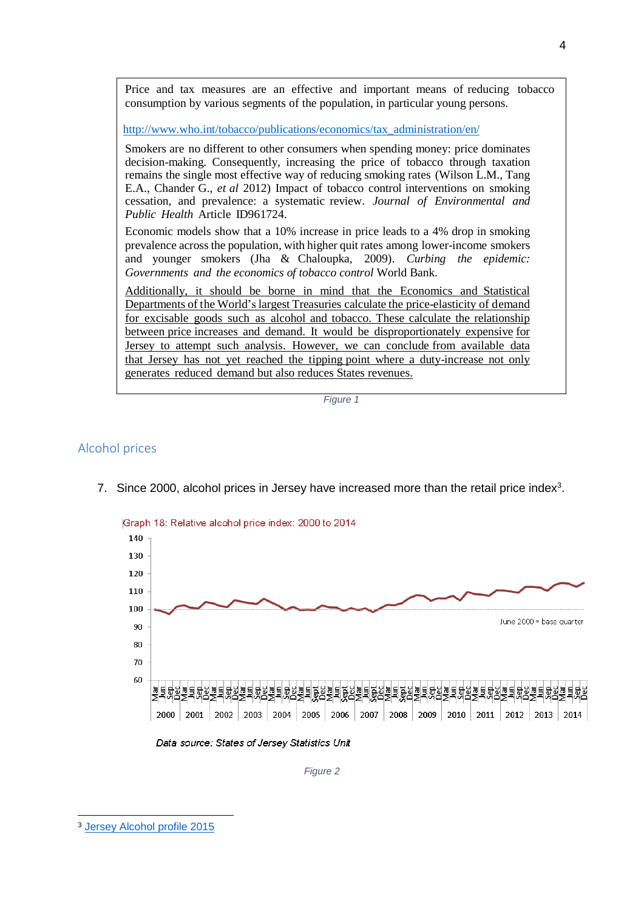Price and tax measures are an effective and important means of reducing tobacco consumption by various segments of the population, in particular young persons.

http://www.who.int/tobacco/publications/economics/tax_administration/en/

Smokers are no different to other consumers when spending money: price dominates decision-making. Consequently, increasing the price of tobacco through taxation remains the single most effective way of reducing smoking rates (Wilson L.M., Tang E.A., Chander G., *et al* 2012) Impact of tobacco control interventions on smoking cessation, and prevalence: a systematic review. *Journal of Environmental and Public Health* Article ID961724.

Economic models show that a 10% increase in price leads to a 4% drop in smoking prevalence across the population, with higher quit rates among lower-income smokers and younger smokers (Jha & Chaloupka, 2009). *Curbing the epidemic: Governments and the economics of tobacco control* World Bank.

<u>Additionally, it should be borne in mind that the Economics and Statistical Departments of the World's largest Treasuries calculate the price-elasticity of demand for excisable goods such as alcohol and tobacco. These calculate the relationship between price increases and demand. It would be disproportionately expensive for Jersey to attempt such analysis. However, we can conclude from available data that Jersey has not yet reached the tipping point where a duty-increase not only generates reduced demand but also reduces States revenues.</u>

*Figure 1*

## Alcohol prices

7. Since 2000, alcohol prices in Jersey have increased more than the retail price index[3].

Graph 18: Relative alcohol price index: 2000 to 2014

June 2000 = base quarter

Data source: States of Jersey Statistics Unit

*Figure 2*

[3] Jersey Alcohol profile 2015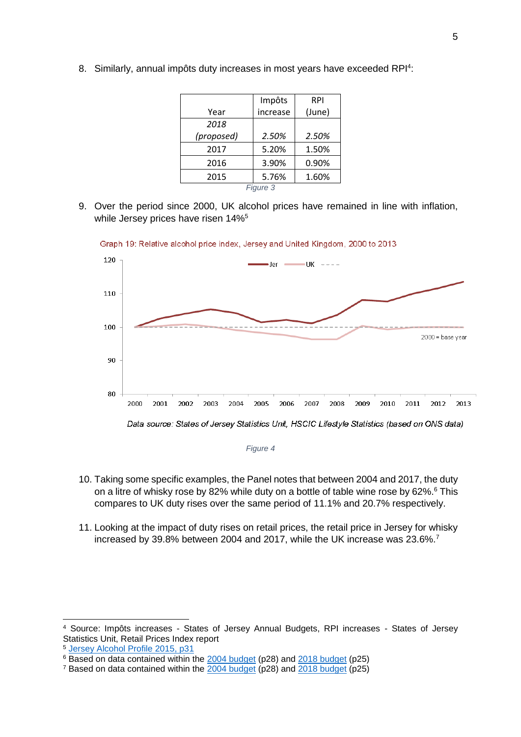8. Similarly, annual impôts duty increases in most years have exceeded RPI[4]:

| Year | Impôts increase | RPI (June) |
|---|---|---|
| *2018 (proposed)* | *2.50%* | *2.50%* |
| 2017 | 5.20% | 1.50% |
| 2016 | 3.90% | 0.90% |
| 2015 | 5.76% | 1.60% |

*Figure 3*

9. Over the period since 2000, UK alcohol prices have remained in line with inflation, while Jersey prices have risen 14%[5]

Graph 19: Relative alcohol price index, Jersey and United Kingdom, 2000 to 2013

Data source: States of Jersey Statistics Unit, HSCIC Lifestyle Statistics (based on ONS data)

*Figure 4*

10. Taking some specific examples, the Panel notes that between 2004 and 2017, the duty on a litre of whisky rose by 82% while duty on a bottle of table wine rose by 62%.[6] This compares to UK duty rises over the same period of 11.1% and 20.7% respectively.

11. Looking at the impact of duty rises on retail prices, the retail price in Jersey for whisky increased by 39.8% between 2004 and 2017, while the UK increase was 23.6%.[7]

---

[4] Source: Impôts increases - States of Jersey Annual Budgets, RPI increases - States of Jersey Statistics Unit, Retail Prices Index report

[5] Jersey Alcohol Profile 2015, p31

[6] Based on data contained within the 2004 budget (p28) and 2018 budget (p25)

[7] Based on data contained within the 2004 budget (p28) and 2018 budget (p25)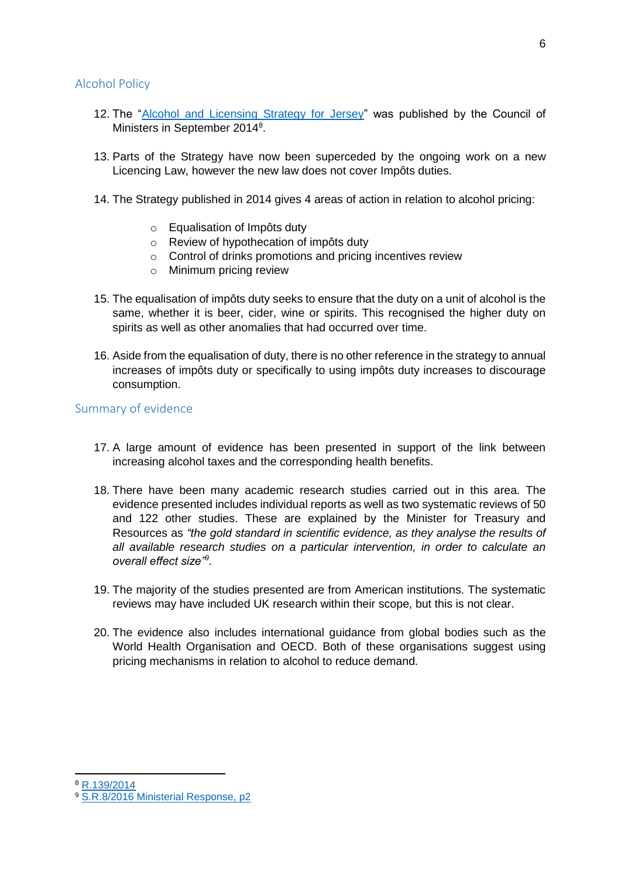## Alcohol Policy

12. The "Alcohol and Licensing Strategy for Jersey" was published by the Council of Ministers in September 2014[8].

13. Parts of the Strategy have now been superceded by the ongoing work on a new Licencing Law, however the new law does not cover Impôts duties.

14. The Strategy published in 2014 gives 4 areas of action in relation to alcohol pricing:

    - Equalisation of Impôts duty
    - Review of hypothecation of impôts duty
    - Control of drinks promotions and pricing incentives review
    - Minimum pricing review

15. The equalisation of impôts duty seeks to ensure that the duty on a unit of alcohol is the same, whether it is beer, cider, wine or spirits. This recognised the higher duty on spirits as well as other anomalies that had occurred over time.

16. Aside from the equalisation of duty, there is no other reference in the strategy to annual increases of impôts duty or specifically to using impôts duty increases to discourage consumption.

## Summary of evidence

17. A large amount of evidence has been presented in support of the link between increasing alcohol taxes and the corresponding health benefits.

18. There have been many academic research studies carried out in this area. The evidence presented includes individual reports as well as two systematic reviews of 50 and 122 other studies. These are explained by the Minister for Treasury and Resources as *"the gold standard in scientific evidence, as they analyse the results of all available research studies on a particular intervention, in order to calculate an overall effect size"*[9].

19. The majority of the studies presented are from American institutions. The systematic reviews may have included UK research within their scope, but this is not clear.

20. The evidence also includes international guidance from global bodies such as the World Health Organisation and OECD. Both of these organisations suggest using pricing mechanisms in relation to alcohol to reduce demand.

---

[8] R.139/2014

[9] S.R.8/2016 Ministerial Response, p2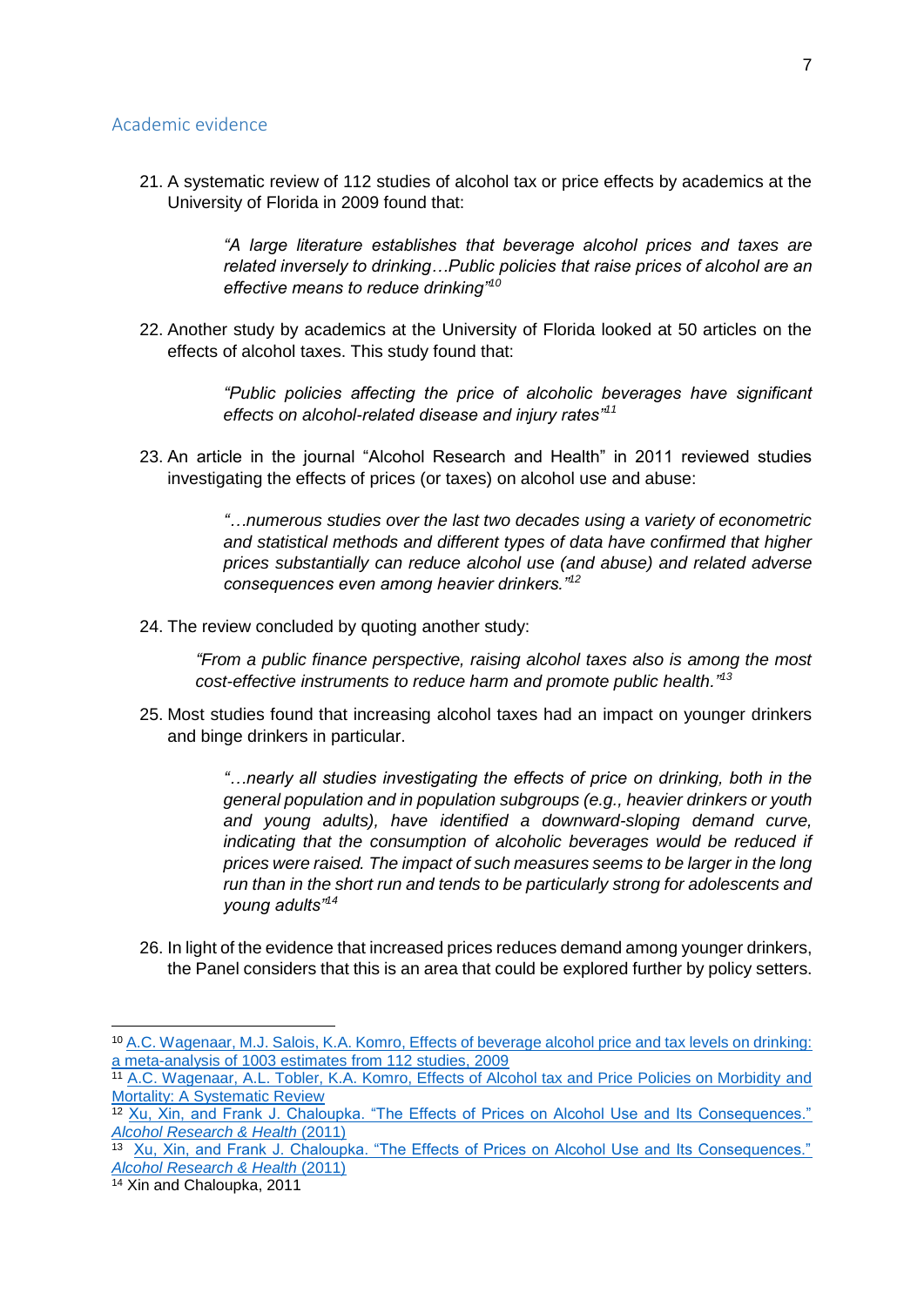## Academic evidence

21. A systematic review of 112 studies of alcohol tax or price effects by academics at the University of Florida in 2009 found that:

> *"A large literature establishes that beverage alcohol prices and taxes are related inversely to drinking…Public policies that raise prices of alcohol are an effective means to reduce drinking"*[10]

22. Another study by academics at the University of Florida looked at 50 articles on the effects of alcohol taxes. This study found that:

> *"Public policies affecting the price of alcoholic beverages have significant effects on alcohol-related disease and injury rates"*[11]

23. An article in the journal "Alcohol Research and Health" in 2011 reviewed studies investigating the effects of prices (or taxes) on alcohol use and abuse:

> *"…numerous studies over the last two decades using a variety of econometric and statistical methods and different types of data have confirmed that higher prices substantially can reduce alcohol use (and abuse) and related adverse consequences even among heavier drinkers."*[12]

24. The review concluded by quoting another study:

> *"From a public finance perspective, raising alcohol taxes also is among the most cost-effective instruments to reduce harm and promote public health."*[13]

25. Most studies found that increasing alcohol taxes had an impact on younger drinkers and binge drinkers in particular.

> *"…nearly all studies investigating the effects of price on drinking, both in the general population and in population subgroups (e.g., heavier drinkers or youth and young adults), have identified a downward-sloping demand curve, indicating that the consumption of alcoholic beverages would be reduced if prices were raised. The impact of such measures seems to be larger in the long run than in the short run and tends to be particularly strong for adolescents and young adults"*[14]

26. In light of the evidence that increased prices reduces demand among younger drinkers, the Panel considers that this is an area that could be explored further by policy setters.

---

[10] A.C. Wagenaar, M.J. Salois, K.A. Komro, Effects of beverage alcohol price and tax levels on drinking: a meta-analysis of 1003 estimates from 112 studies, 2009

[11] A.C. Wagenaar, A.L. Tobler, K.A. Komro, Effects of Alcohol tax and Price Policies on Morbidity and Mortality: A Systematic Review

[12] Xu, Xin, and Frank J. Chaloupka. "The Effects of Prices on Alcohol Use and Its Consequences." *Alcohol Research & Health* (2011)

[13] Xu, Xin, and Frank J. Chaloupka. "The Effects of Prices on Alcohol Use and Its Consequences." *Alcohol Research & Health* (2011)

[14] Xin and Chaloupka, 2011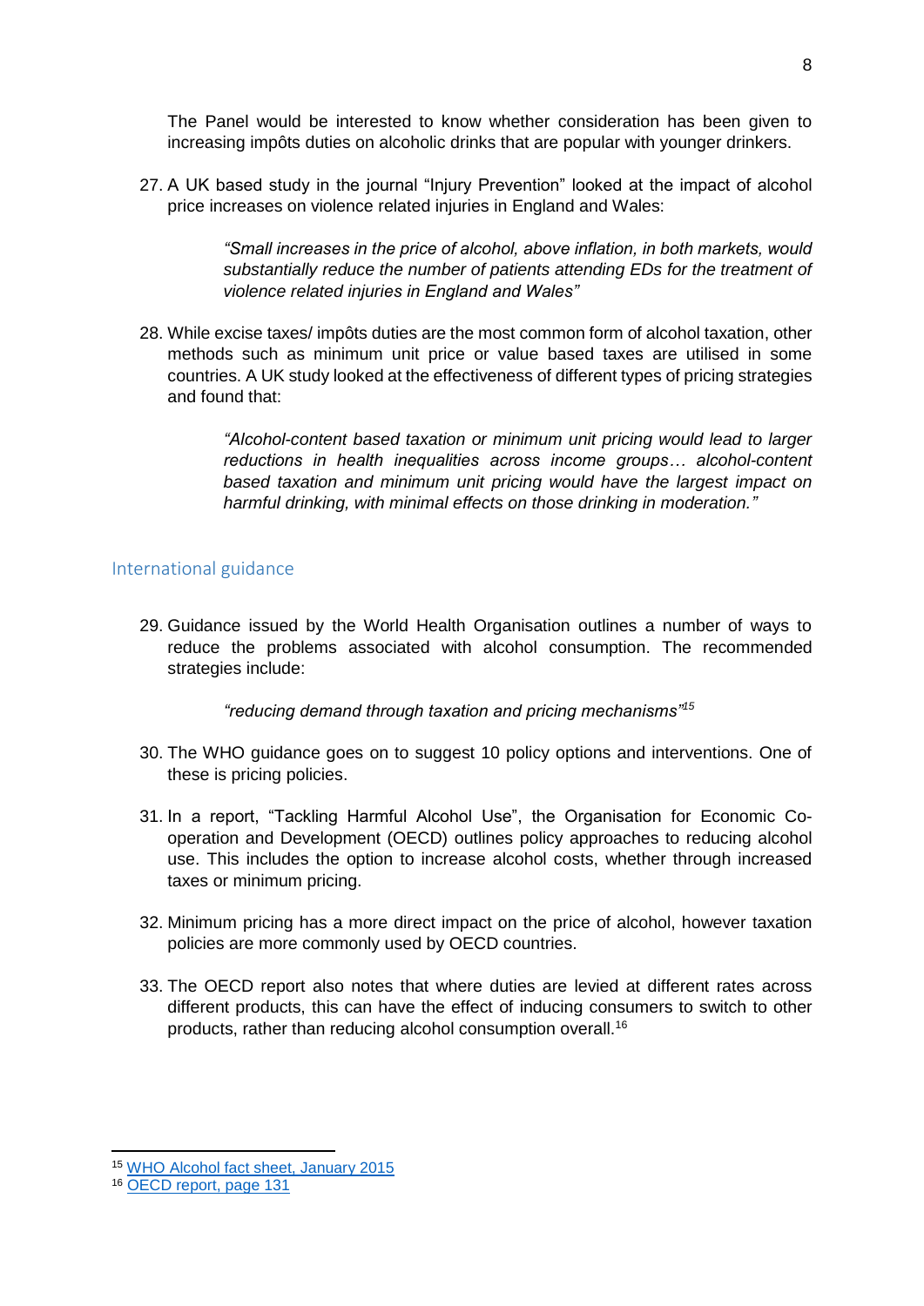The Panel would be interested to know whether consideration has been given to increasing impôts duties on alcoholic drinks that are popular with younger drinkers.

27. A UK based study in the journal "Injury Prevention" looked at the impact of alcohol price increases on violence related injuries in England and Wales:

> *"Small increases in the price of alcohol, above inflation, in both markets, would substantially reduce the number of patients attending EDs for the treatment of violence related injuries in England and Wales"*

28. While excise taxes/ impôts duties are the most common form of alcohol taxation, other methods such as minimum unit price or value based taxes are utilised in some countries. A UK study looked at the effectiveness of different types of pricing strategies and found that:

> *"Alcohol-content based taxation or minimum unit pricing would lead to larger reductions in health inequalities across income groups… alcohol-content based taxation and minimum unit pricing would have the largest impact on harmful drinking, with minimal effects on those drinking in moderation."*

## International guidance

29. Guidance issued by the World Health Organisation outlines a number of ways to reduce the problems associated with alcohol consumption. The recommended strategies include:

> *"reducing demand through taxation and pricing mechanisms"*[15]

30. The WHO guidance goes on to suggest 10 policy options and interventions. One of these is pricing policies.

31. In a report, "Tackling Harmful Alcohol Use", the Organisation for Economic Co-operation and Development (OECD) outlines policy approaches to reducing alcohol use. This includes the option to increase alcohol costs, whether through increased taxes or minimum pricing.

32. Minimum pricing has a more direct impact on the price of alcohol, however taxation policies are more commonly used by OECD countries.

33. The OECD report also notes that where duties are levied at different rates across different products, this can have the effect of inducing consumers to switch to other products, rather than reducing alcohol consumption overall.[16]

---

[15] WHO Alcohol fact sheet, January 2015

[16] OECD report, page 131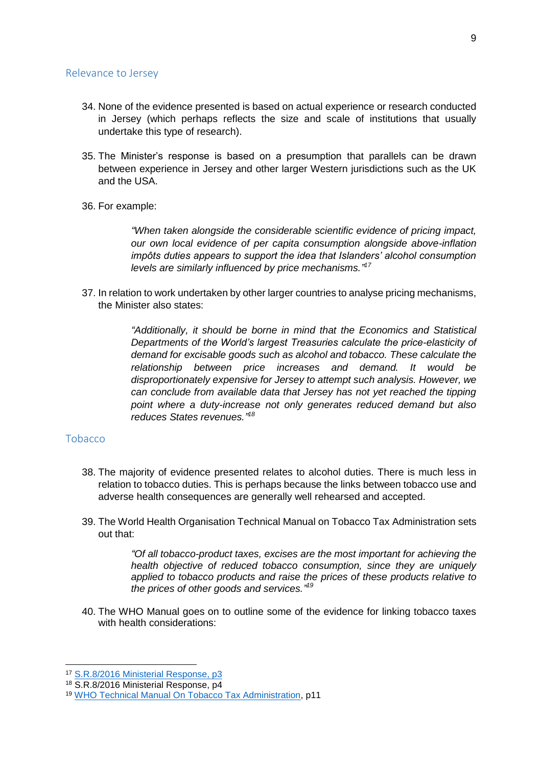## Relevance to Jersey

34. None of the evidence presented is based on actual experience or research conducted in Jersey (which perhaps reflects the size and scale of institutions that usually undertake this type of research).

35. The Minister's response is based on a presumption that parallels can be drawn between experience in Jersey and other larger Western jurisdictions such as the UK and the USA.

36. For example:

> *"When taken alongside the considerable scientific evidence of pricing impact, our own local evidence of per capita consumption alongside above-inflation impôts duties appears to support the idea that Islanders' alcohol consumption levels are similarly influenced by price mechanisms."*[17]

37. In relation to work undertaken by other larger countries to analyse pricing mechanisms, the Minister also states:

> *"Additionally, it should be borne in mind that the Economics and Statistical Departments of the World's largest Treasuries calculate the price-elasticity of demand for excisable goods such as alcohol and tobacco. These calculate the relationship between price increases and demand. It would be disproportionately expensive for Jersey to attempt such analysis. However, we can conclude from available data that Jersey has not yet reached the tipping point where a duty-increase not only generates reduced demand but also reduces States revenues."*[18]

## Tobacco

38. The majority of evidence presented relates to alcohol duties. There is much less in relation to tobacco duties. This is perhaps because the links between tobacco use and adverse health consequences are generally well rehearsed and accepted.

39. The World Health Organisation Technical Manual on Tobacco Tax Administration sets out that:

> *"Of all tobacco-product taxes, excises are the most important for achieving the health objective of reduced tobacco consumption, since they are uniquely applied to tobacco products and raise the prices of these products relative to the prices of other goods and services."*[19]

40. The WHO Manual goes on to outline some of the evidence for linking tobacco taxes with health considerations:

---

[17] S.R.8/2016 Ministerial Response, p3

[18] S.R.8/2016 Ministerial Response, p4

[19] WHO Technical Manual On Tobacco Tax Administration, p11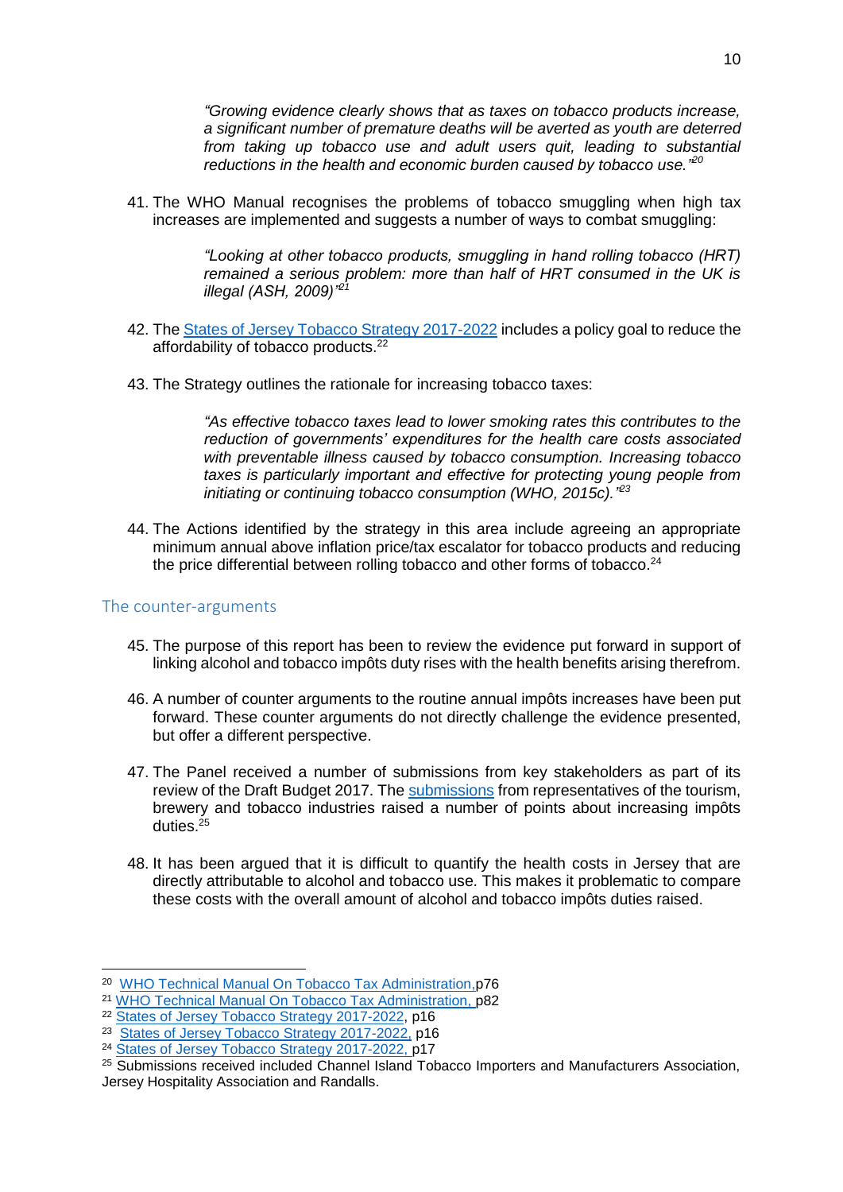*"Growing evidence clearly shows that as taxes on tobacco products increase, a significant number of premature deaths will be averted as youth are deterred from taking up tobacco use and adult users quit, leading to substantial reductions in the health and economic burden caused by tobacco use."*[20]

41. The WHO Manual recognises the problems of tobacco smuggling when high tax increases are implemented and suggests a number of ways to combat smuggling:

> *"Looking at other tobacco products, smuggling in hand rolling tobacco (HRT) remained a serious problem: more than half of HRT consumed in the UK is illegal (ASH, 2009)"*[21]

42. The States of Jersey Tobacco Strategy 2017-2022 includes a policy goal to reduce the affordability of tobacco products.[22]

43. The Strategy outlines the rationale for increasing tobacco taxes:

> *"As effective tobacco taxes lead to lower smoking rates this contributes to the reduction of governments' expenditures for the health care costs associated with preventable illness caused by tobacco consumption. Increasing tobacco taxes is particularly important and effective for protecting young people from initiating or continuing tobacco consumption (WHO, 2015c)."*[23]

44. The Actions identified by the strategy in this area include agreeing an appropriate minimum annual above inflation price/tax escalator for tobacco products and reducing the price differential between rolling tobacco and other forms of tobacco.[24]

## The counter-arguments

45. The purpose of this report has been to review the evidence put forward in support of linking alcohol and tobacco impôts duty rises with the health benefits arising therefrom.

46. A number of counter arguments to the routine annual impôts increases have been put forward. These counter arguments do not directly challenge the evidence presented, but offer a different perspective.

47. The Panel received a number of submissions from key stakeholders as part of its review of the Draft Budget 2017. The submissions from representatives of the tourism, brewery and tobacco industries raised a number of points about increasing impôts duties.[25]

48. It has been argued that it is difficult to quantify the health costs in Jersey that are directly attributable to alcohol and tobacco use. This makes it problematic to compare these costs with the overall amount of alcohol and tobacco impôts duties raised.

---

[20] WHO Technical Manual On Tobacco Tax Administration, p76
[21] WHO Technical Manual On Tobacco Tax Administration, p82
[22] States of Jersey Tobacco Strategy 2017-2022, p16
[23] States of Jersey Tobacco Strategy 2017-2022, p16
[24] States of Jersey Tobacco Strategy 2017-2022, p17
[25] Submissions received included Channel Island Tobacco Importers and Manufacturers Association, Jersey Hospitality Association and Randalls.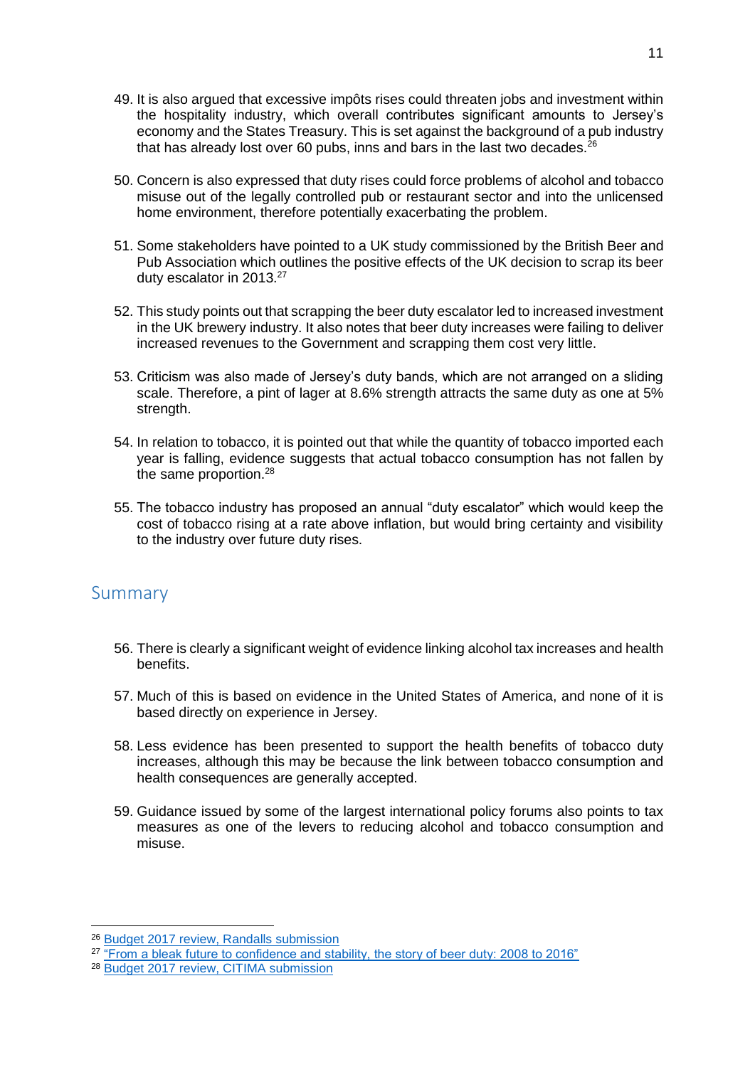49. It is also argued that excessive impôts rises could threaten jobs and investment within the hospitality industry, which overall contributes significant amounts to Jersey's economy and the States Treasury. This is set against the background of a pub industry that has already lost over 60 pubs, inns and bars in the last two decades.[26]

50. Concern is also expressed that duty rises could force problems of alcohol and tobacco misuse out of the legally controlled pub or restaurant sector and into the unlicensed home environment, therefore potentially exacerbating the problem.

51. Some stakeholders have pointed to a UK study commissioned by the British Beer and Pub Association which outlines the positive effects of the UK decision to scrap its beer duty escalator in 2013.[27]

52. This study points out that scrapping the beer duty escalator led to increased investment in the UK brewery industry. It also notes that beer duty increases were failing to deliver increased revenues to the Government and scrapping them cost very little.

53. Criticism was also made of Jersey's duty bands, which are not arranged on a sliding scale. Therefore, a pint of lager at 8.6% strength attracts the same duty as one at 5% strength.

54. In relation to tobacco, it is pointed out that while the quantity of tobacco imported each year is falling, evidence suggests that actual tobacco consumption has not fallen by the same proportion.[28]

55. The tobacco industry has proposed an annual "duty escalator" which would keep the cost of tobacco rising at a rate above inflation, but would bring certainty and visibility to the industry over future duty rises.

## Summary

56. There is clearly a significant weight of evidence linking alcohol tax increases and health benefits.

57. Much of this is based on evidence in the United States of America, and none of it is based directly on experience in Jersey.

58. Less evidence has been presented to support the health benefits of tobacco duty increases, although this may be because the link between tobacco consumption and health consequences are generally accepted.

59. Guidance issued by some of the largest international policy forums also points to tax measures as one of the levers to reducing alcohol and tobacco consumption and misuse.

---

[26] Budget 2017 review, Randalls submission

[27] "From a bleak future to confidence and stability, the story of beer duty: 2008 to 2016"

[28] Budget 2017 review, CITIMA submission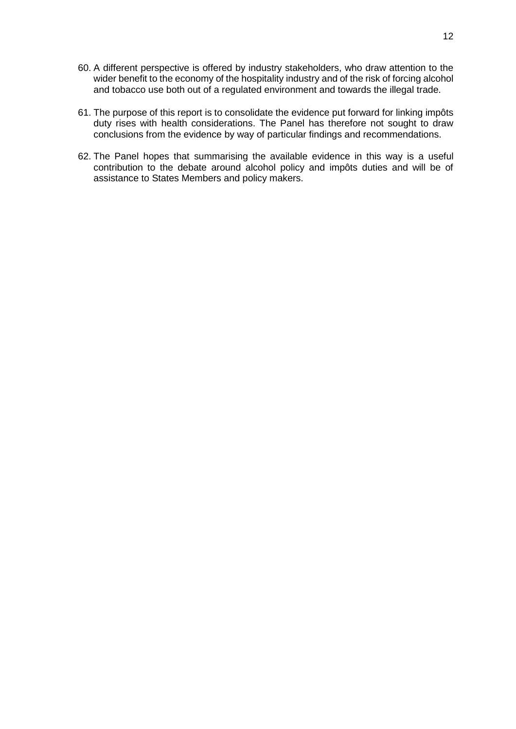60. A different perspective is offered by industry stakeholders, who draw attention to the wider benefit to the economy of the hospitality industry and of the risk of forcing alcohol and tobacco use both out of a regulated environment and towards the illegal trade.

61. The purpose of this report is to consolidate the evidence put forward for linking impôts duty rises with health considerations. The Panel has therefore not sought to draw conclusions from the evidence by way of particular findings and recommendations.

62. The Panel hopes that summarising the available evidence in this way is a useful contribution to the debate around alcohol policy and impôts duties and will be of assistance to States Members and policy makers.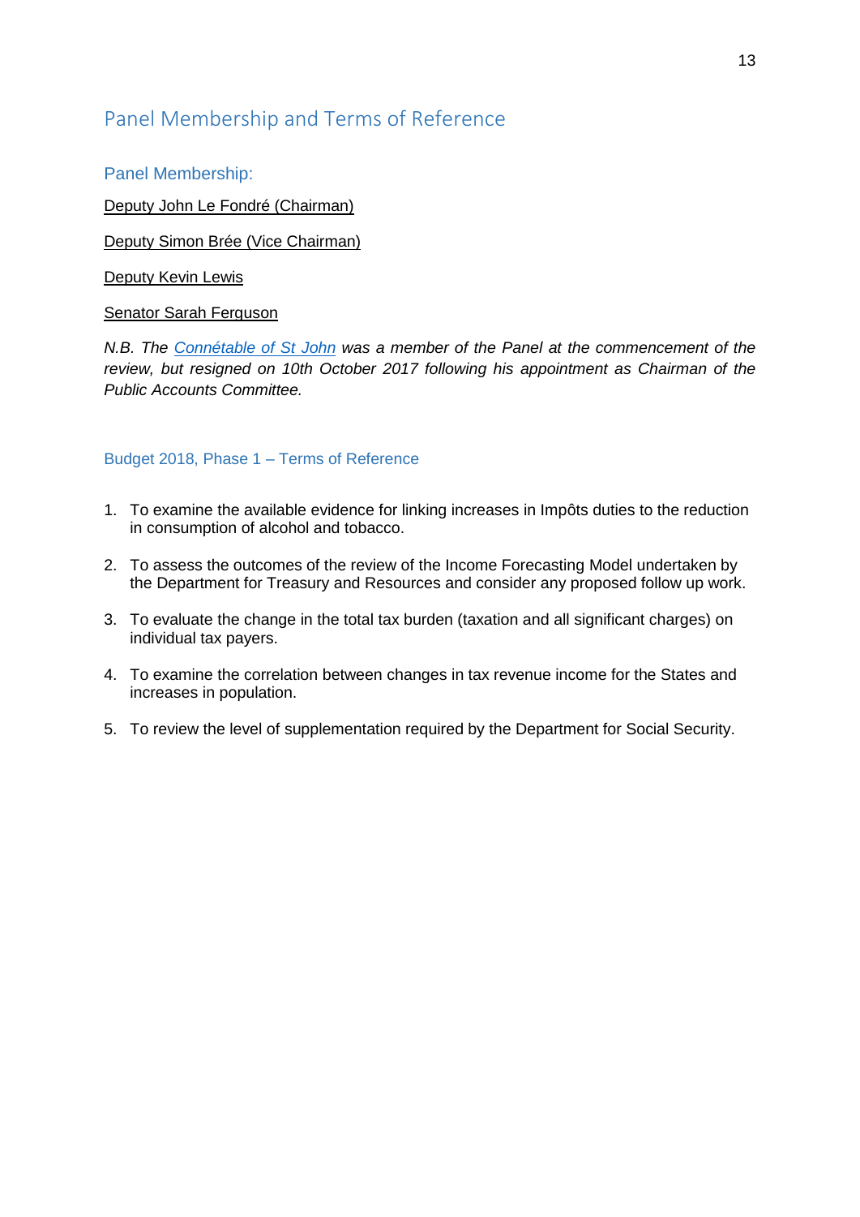## Panel Membership and Terms of Reference

### Panel Membership:

Deputy John Le Fondré (Chairman)

Deputy Simon Brée (Vice Chairman)

Deputy Kevin Lewis

Senator Sarah Ferguson

*N.B. The [Connétable of St John] was a member of the Panel at the commencement of the review, but resigned on 10th October 2017 following his appointment as Chairman of the Public Accounts Committee.*

### Budget 2018, Phase 1 – Terms of Reference

1. To examine the available evidence for linking increases in Impôts duties to the reduction in consumption of alcohol and tobacco.
2. To assess the outcomes of the review of the Income Forecasting Model undertaken by the Department for Treasury and Resources and consider any proposed follow up work.
3. To evaluate the change in the total tax burden (taxation and all significant charges) on individual tax payers.
4. To examine the correlation between changes in tax revenue income for the States and increases in population.
5. To review the level of supplementation required by the Department for Social Security.